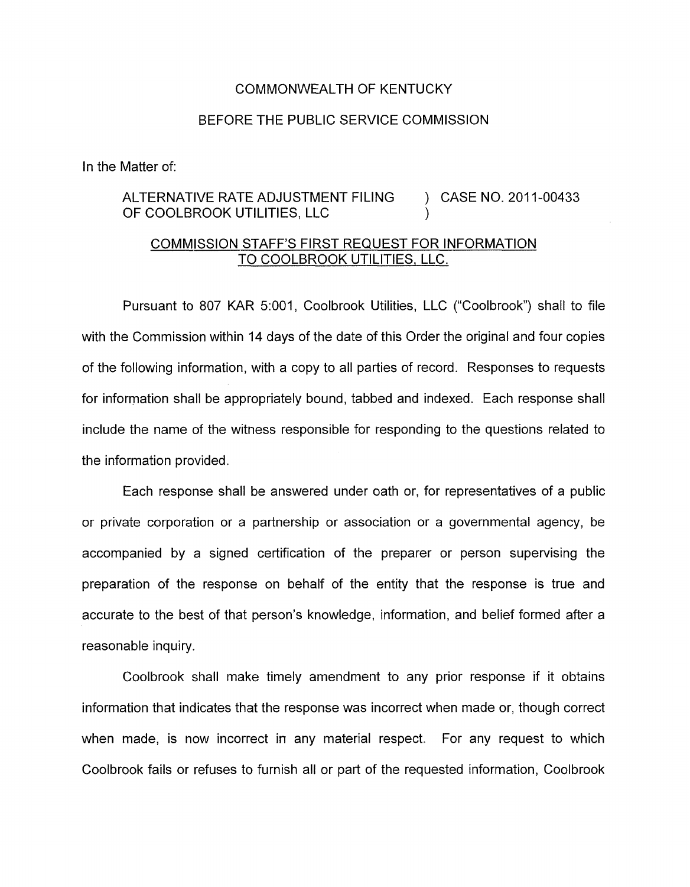COMMONWEALTH OF KENTUCKY

BEFORE THE PUBLIC SERVICE COMMISSION

In the Matter of:

ALTERNATIVE RATE ADJUSTMENT FILING OF COOLBROOK UTILITIES, LLC ) CASE NO. 2011-00433

COMMISSION STAFF'S FIRST REQUEST FOR INFORMATION TO COOLBROOK UTILITIES, LLC.

Pursuant to 807 KAR 5:001, Coolbrook Utilities, LLC ("Coolbrook") shall to file with the Commission within 14 days of the date of this Order the original and four copies of the following information, with a copy to all parties of record. Responses to requests for information shall be appropriately bound, tabbed and indexed. Each response shall include the name of the witness responsible for responding to the questions related to the information provided.

Each response shall be answered under oath or, for representatives of a public or private corporation or a partnership or association or a governmental agency, be accompanied by a signed certification of the preparer or person supervising the preparation of the response on behalf of the entity that the response is true and accurate to the best of that person's knowledge, information, and belief formed after a reasonable inquiry.

Coolbrook shall make timely amendment to any prior response if it obtains information that indicates that the response was incorrect when made or, though correct when made, is now incorrect in any material respect. For any request to which Coolbrook fails or refuses to furnish all or part of the requested information, Coolbrook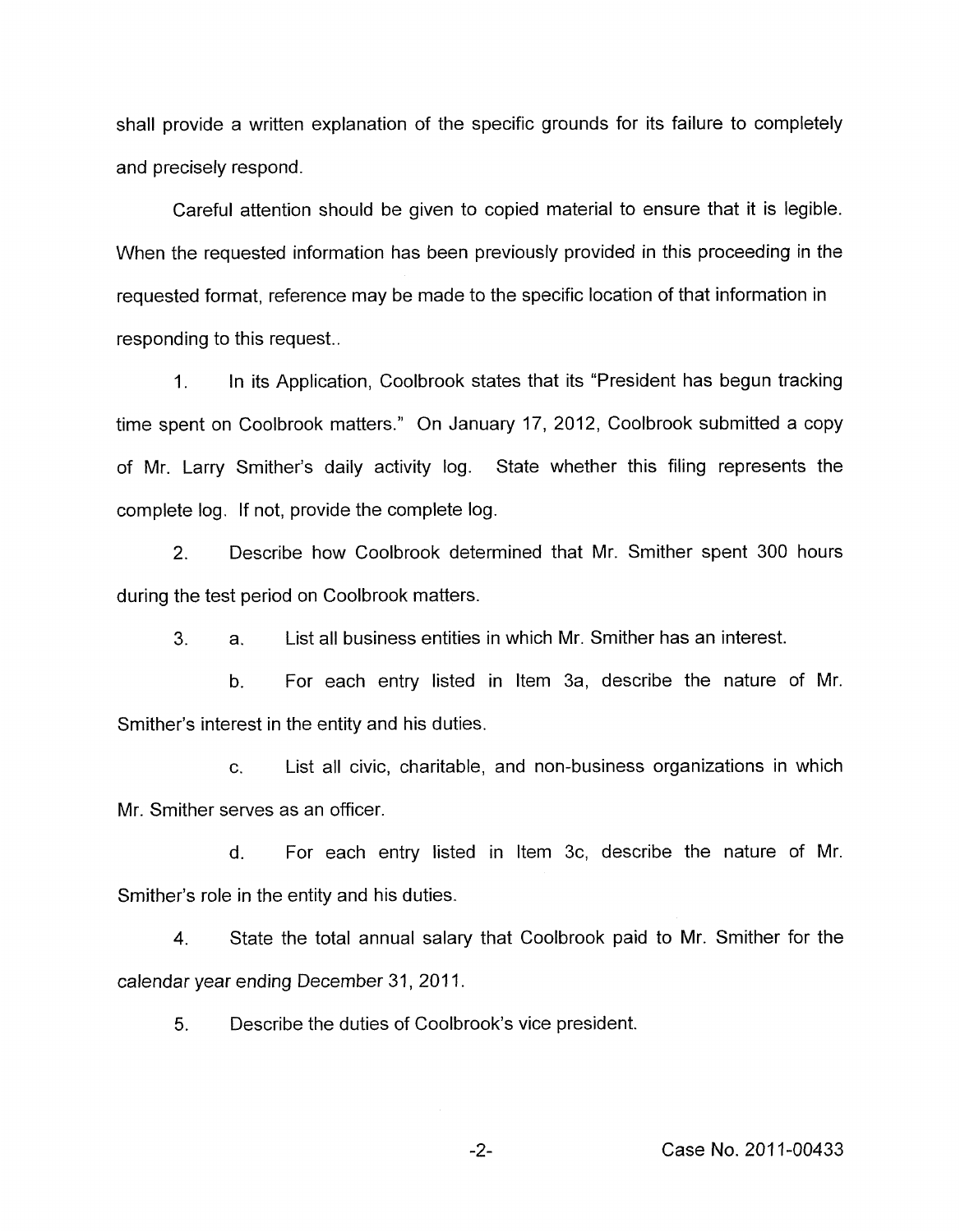shall provide a written explanation of the specific grounds for its failure to completely and precisely respond.

Careful attention should be given to copied material to ensure that it is legible. When the requested information has been previously provided in this proceeding in the requested format, reference may be made to the specific location of that information in responding to this request..

1. In its Application, Coolbrook states that its "President has begun tracking time spent on Coolbrook matters." On January 17, 2012, Coolbrook submitted a copy of Mr. Larry Smither's daily activity log. State whether this filing represents the complete log. If not, provide the complete log.

2. Describe how Coolbrook determined that Mr. Smither spent 300 hours during the test period on Coolbrook matters.

3. a. List all business entities in which Mr. Smither has an interest.

   b. For each entry listed in Item 3a, describe the nature of Mr. Smither's interest in the entity and his duties.

   c. List all civic, charitable, and non-business organizations in which Mr. Smither serves as an officer.

   d. For each entry listed in Item 3c, describe the nature of Mr. Smither's role in the entity and his duties.

4. State the total annual salary that Coolbrook paid to Mr. Smither for the calendar year ending December 31, 2011.

5. Describe the duties of Coolbrook's vice president.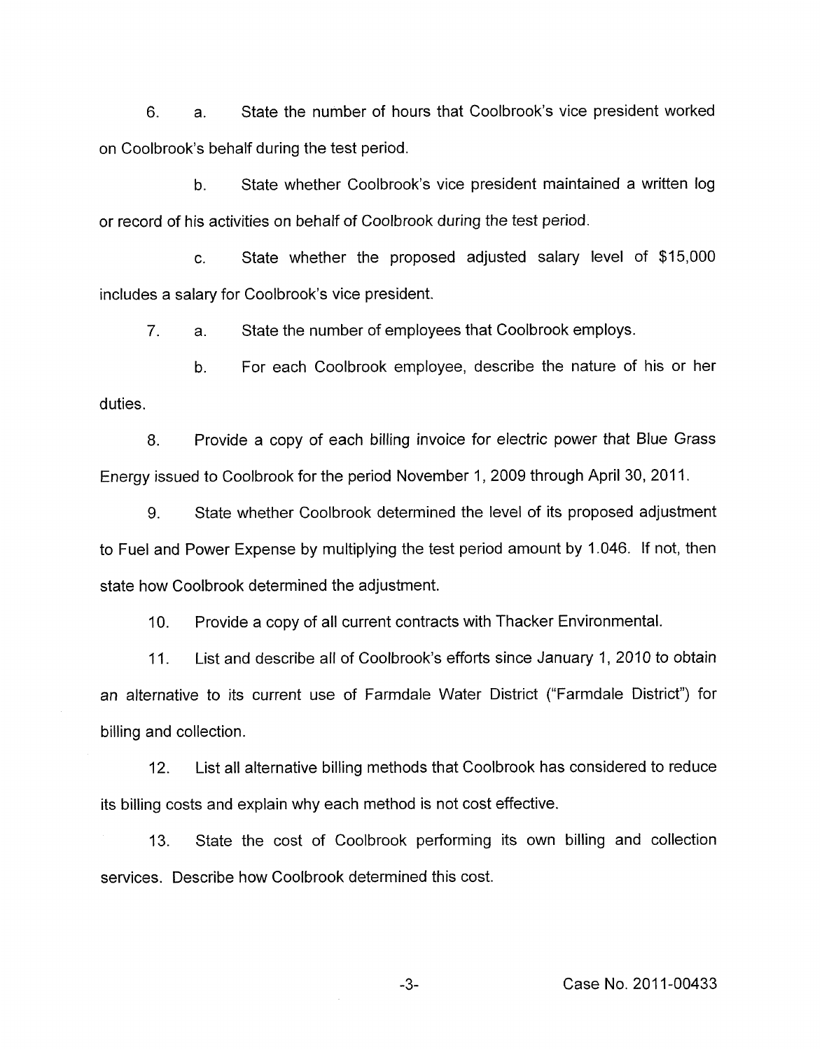6. a. State the number of hours that Coolbrook's vice president worked on Coolbrook's behalf during the test period.

   b. State whether Coolbrook's vice president maintained a written log or record of his activities on behalf of Coolbrook during the test period.

   c. State whether the proposed adjusted salary level of $15,000 includes a salary for Coolbrook's vice president.

7. a. State the number of employees that Coolbrook employs.

   b. For each Coolbrook employee, describe the nature of his or her duties.

8. Provide a copy of each billing invoice for electric power that Blue Grass Energy issued to Coolbrook for the period November 1, 2009 through April 30, 2011.

9. State whether Coolbrook determined the level of its proposed adjustment to Fuel and Power Expense by multiplying the test period amount by 1.046. If not, then state how Coolbrook determined the adjustment.

10. Provide a copy of all current contracts with Thacker Environmental.

11. List and describe all of Coolbrook's efforts since January 1, 2010 to obtain an alternative to its current use of Farmdale Water District ("Farmdale District") for billing and collection.

12. List all alternative billing methods that Coolbrook has considered to reduce its billing costs and explain why each method is not cost effective.

13. State the cost of Coolbrook performing its own billing and collection services. Describe how Coolbrook determined this cost.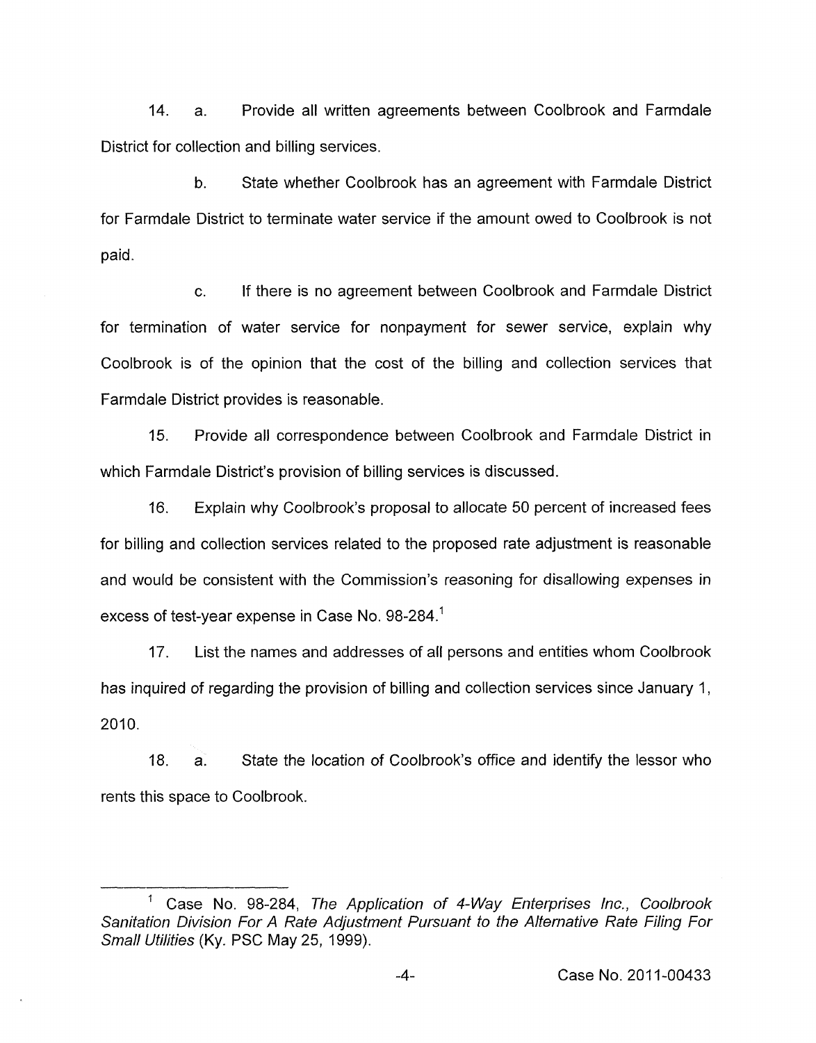14. a. Provide all written agreements between Coolbrook and Farmdale District for collection and billing services.

b. State whether Coolbrook has an agreement with Farmdale District for Farmdale District to terminate water service if the amount owed to Coolbrook is not paid.

c. If there is no agreement between Coolbrook and Farmdale District for termination of water service for nonpayment for sewer service, explain why Coolbrook is of the opinion that the cost of the billing and collection services that Farmdale District provides is reasonable.

15. Provide all correspondence between Coolbrook and Farmdale District in which Farmdale District's provision of billing services is discussed.

16. Explain why Coolbrook's proposal to allocate 50 percent of increased fees for billing and collection services related to the proposed rate adjustment is reasonable and would be consistent with the Commission's reasoning for disallowing expenses in excess of test-year expense in Case No. 98-284.[1]

17. List the names and addresses of all persons and entities whom Coolbrook has inquired of regarding the provision of billing and collection services since January 1, 2010.

18. a. State the location of Coolbrook's office and identify the lessor who rents this space to Coolbrook.

---

[1] Case No. 98-284, *The Application of 4-Way Enterprises Inc., Coolbrook Sanitation Division For A Rate Adjustment Pursuant to the Alternative Rate Filing For Small Utilities* (Ky. PSC May 25, 1999).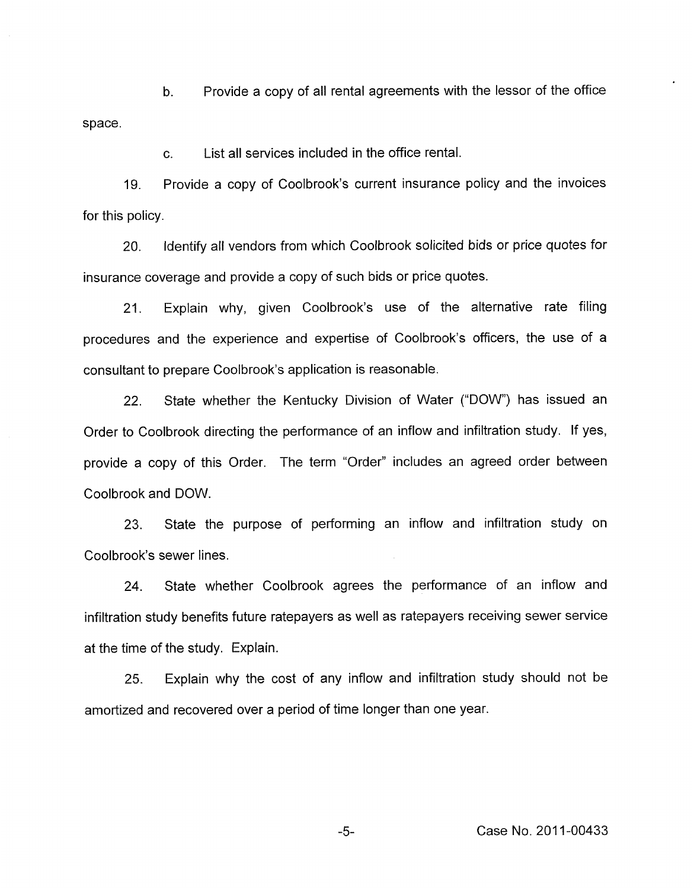b. Provide a copy of all rental agreements with the lessor of the office space.

c. List all services included in the office rental.

19. Provide a copy of Coolbrook's current insurance policy and the invoices for this policy.

20. Identify all vendors from which Coolbrook solicited bids or price quotes for insurance coverage and provide a copy of such bids or price quotes.

21. Explain why, given Coolbrook's use of the alternative rate filing procedures and the experience and expertise of Coolbrook's officers, the use of a consultant to prepare Coolbrook's application is reasonable.

22. State whether the Kentucky Division of Water ("DOW") has issued an Order to Coolbrook directing the performance of an inflow and infiltration study. If yes, provide a copy of this Order. The term "Order" includes an agreed order between Coolbrook and DOW.

23. State the purpose of performing an inflow and infiltration study on Coolbrook's sewer lines.

24. State whether Coolbrook agrees the performance of an inflow and infiltration study benefits future ratepayers as well as ratepayers receiving sewer service at the time of the study. Explain.

25. Explain why the cost of any inflow and infiltration study should not be amortized and recovered over a period of time longer than one year.

Case No. 2011-00433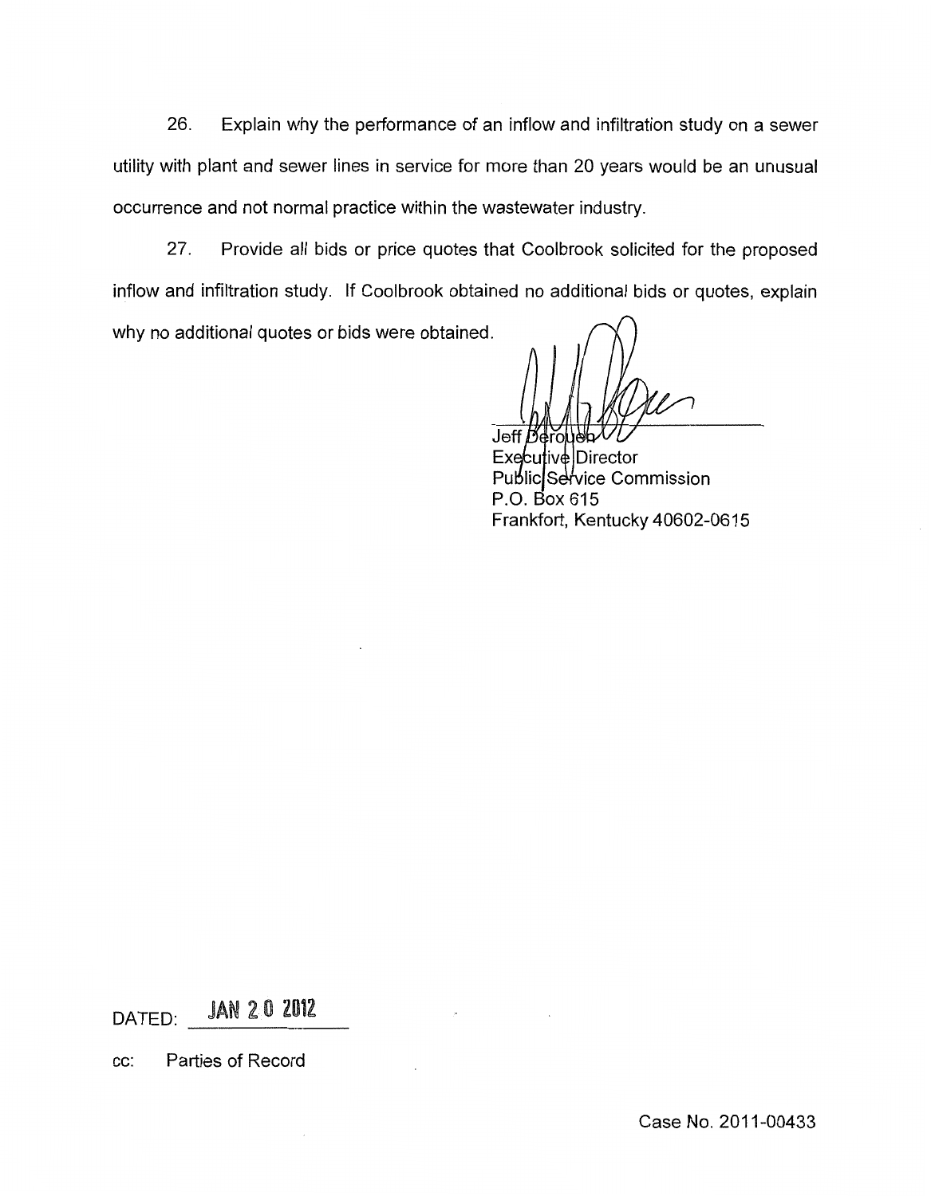26. Explain why the performance of an inflow and infiltration study on a sewer utility with plant and sewer lines in service for more than 20 years would be an unusual occurrence and not normal practice within the wastewater industry.

27. Provide all bids or price quotes that Coolbrook solicited for the proposed inflow and infiltration study. If Coolbrook obtained no additional bids or quotes, explain why no additional quotes or bids were obtained.

Jeff Derouen
Executive Director
Public Service Commission
P.O. Box 615
Frankfort, Kentucky 40602-0615

DATED: JAN 20 2012

cc: Parties of Record

Case No. 2011-00433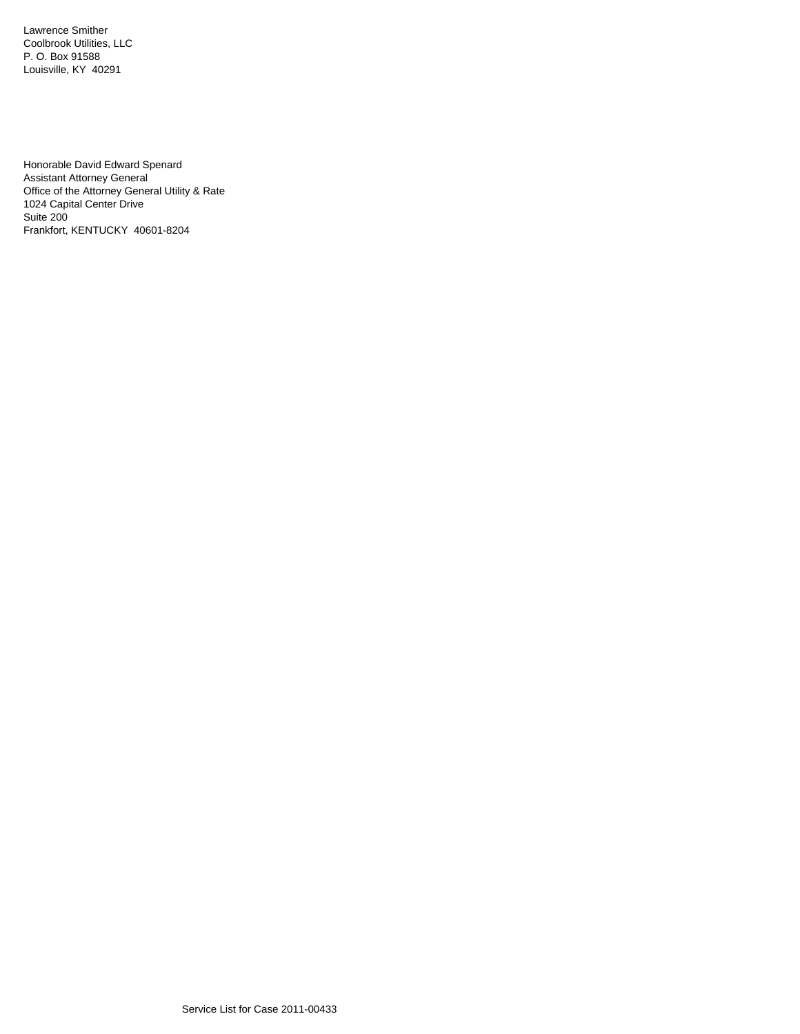Lawrence Smither
Coolbrook Utilities, LLC
P. O. Box 91588
Louisville, KY  40291

Honorable David Edward Spenard
Assistant Attorney General
Office of the Attorney General Utility & Rate
1024 Capital Center Drive
Suite 200
Frankfort, KENTUCKY  40601-8204

Service List for Case 2011-00433